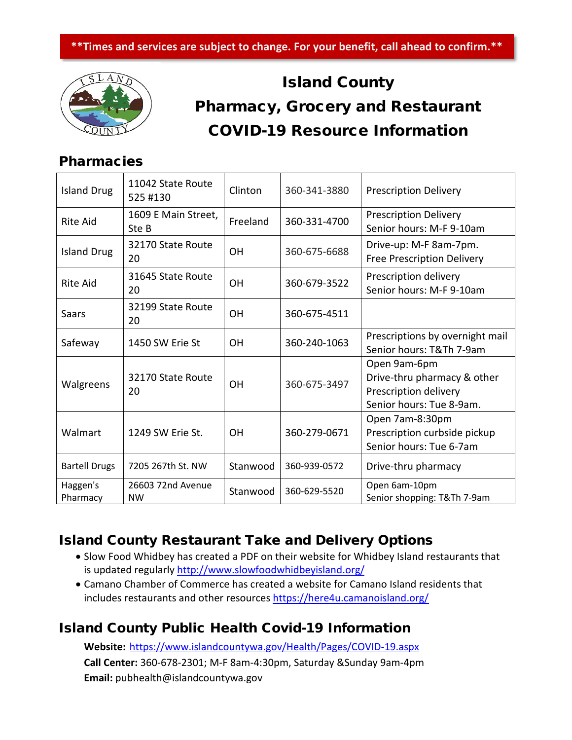**Times and services are subject to change. For your benefit, call ahead to confirm.**

# Island County Pharmacy, Grocery and Restaurant COVID-19 Resource Information

## Pharmacies

| | | | | |
|---|---|---|---|---|
| Island Drug | 11042 State Route 525 #130 | Clinton | 360-341-3880 | Prescription Delivery |
| Rite Aid | 1609 E Main Street, Ste B | Freeland | 360-331-4700 | Prescription Delivery<br>Senior hours: M-F 9-10am |
| Island Drug | 32170 State Route 20 | OH | 360-675-6688 | Drive-up: M-F 8am-7pm.<br>Free Prescription Delivery |
| Rite Aid | 31645 State Route 20 | OH | 360-679-3522 | Prescription delivery<br>Senior hours: M-F 9-10am |
| Saars | 32199 State Route 20 | OH | 360-675-4511 | |
| Safeway | 1450 SW Erie St | OH | 360-240-1063 | Prescriptions by overnight mail<br>Senior hours: T&Th 7-9am |
| Walgreens | 32170 State Route 20 | OH | 360-675-3497 | Open 9am-6pm<br>Drive-thru pharmacy & other<br>Prescription delivery<br>Senior hours: Tue 8-9am. |
| Walmart | 1249 SW Erie St. | OH | 360-279-0671 | Open 7am-8:30pm<br>Prescription curbside pickup<br>Senior hours: Tue 6-7am |
| Bartell Drugs | 7205 267th St. NW | Stanwood | 360-939-0572 | Drive-thru pharmacy |
| Haggen's Pharmacy | 26603 72nd Avenue NW | Stanwood | 360-629-5520 | Open 6am-10pm<br>Senior shopping: T&Th 7-9am |

## Island County Restaurant Take and Delivery Options

- Slow Food Whidbey has created a PDF on their website for Whidbey Island restaurants that is updated regularly http://www.slowfoodwhidbeyisland.org/
- Camano Chamber of Commerce has created a website for Camano Island residents that includes restaurants and other resources https://here4u.camanoisland.org/

## Island County Public Health Covid-19 Information

**Website:** https://www.islandcountywa.gov/Health/Pages/COVID-19.aspx
**Call Center:** 360-678-2301; M-F 8am-4:30pm, Saturday &Sunday 9am-4pm
**Email:** pubhealth@islandcountywa.gov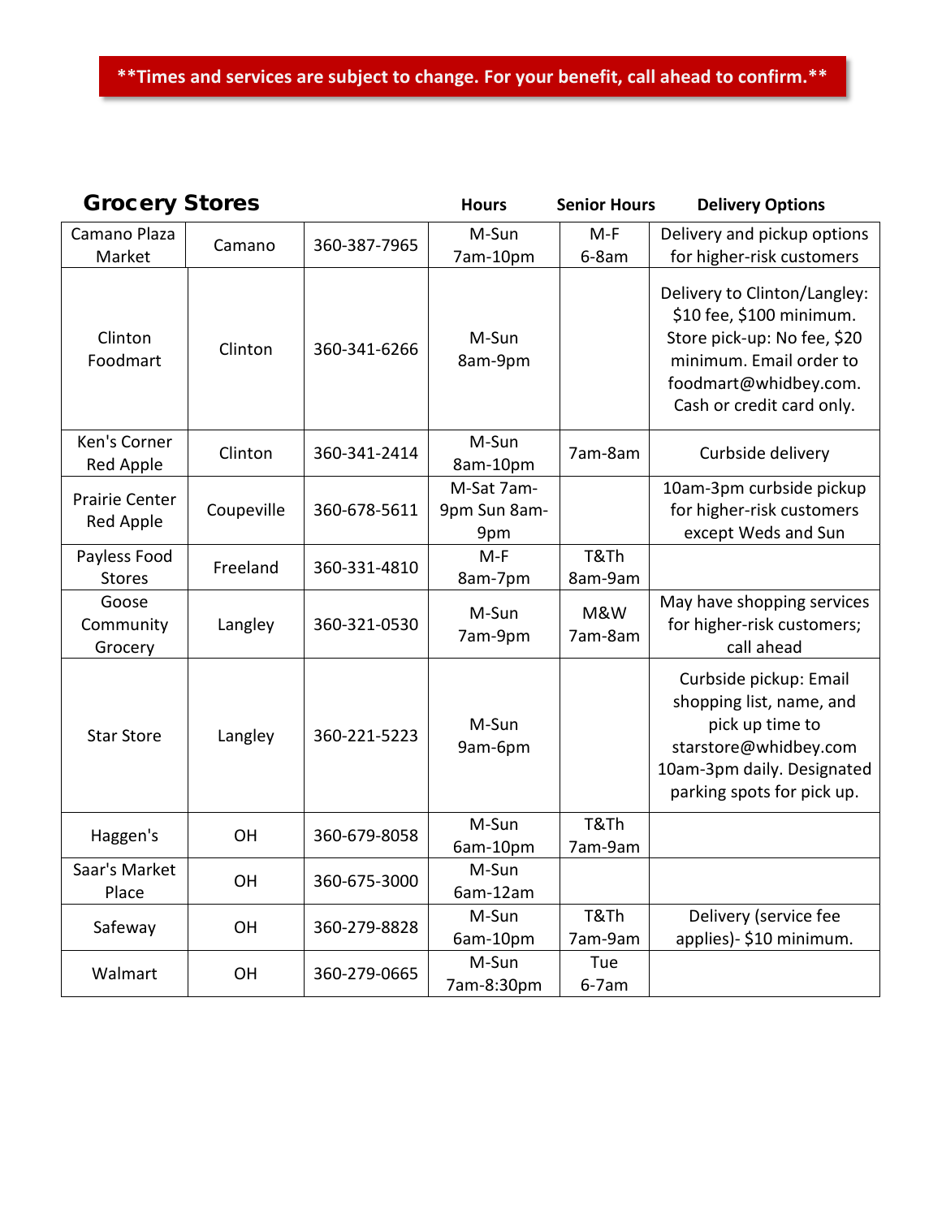**Times and services are subject to change. For your benefit, call ahead to confirm.**

| Grocery Stores | | | Hours | Senior Hours | Delivery Options |
|---|---|---|---|---|---|
| Camano Plaza Market | Camano | 360-387-7965 | M-Sun 7am-10pm | M-F 6-8am | Delivery and pickup options for higher-risk customers |
| Clinton Foodmart | Clinton | 360-341-6266 | M-Sun 8am-9pm | | Delivery to Clinton/Langley: $10 fee, $100 minimum. Store pick-up: No fee, $20 minimum. Email order to foodmart@whidbey.com. Cash or credit card only. |
| Ken's Corner Red Apple | Clinton | 360-341-2414 | M-Sun 8am-10pm | 7am-8am | Curbside delivery |
| Prairie Center Red Apple | Coupeville | 360-678-5611 | M-Sat 7am-9pm Sun 8am-9pm | | 10am-3pm curbside pickup for higher-risk customers except Weds and Sun |
| Payless Food Stores | Freeland | 360-331-4810 | M-F 8am-7pm | T&Th 8am-9am | |
| Goose Community Grocery | Langley | 360-321-0530 | M-Sun 7am-9pm | M&W 7am-8am | May have shopping services for higher-risk customers; call ahead |
| Star Store | Langley | 360-221-5223 | M-Sun 9am-6pm | | Curbside pickup: Email shopping list, name, and pick up time to starstore@whidbey.com 10am-3pm daily. Designated parking spots for pick up. |
| Haggen's | OH | 360-679-8058 | M-Sun 6am-10pm | T&Th 7am-9am | |
| Saar's Market Place | OH | 360-675-3000 | M-Sun 6am-12am | | |
| Safeway | OH | 360-279-8828 | M-Sun 6am-10pm | T&Th 7am-9am | Delivery (service fee applies)- $10 minimum. |
| Walmart | OH | 360-279-0665 | M-Sun 7am-8:30pm | Tue 6-7am | |